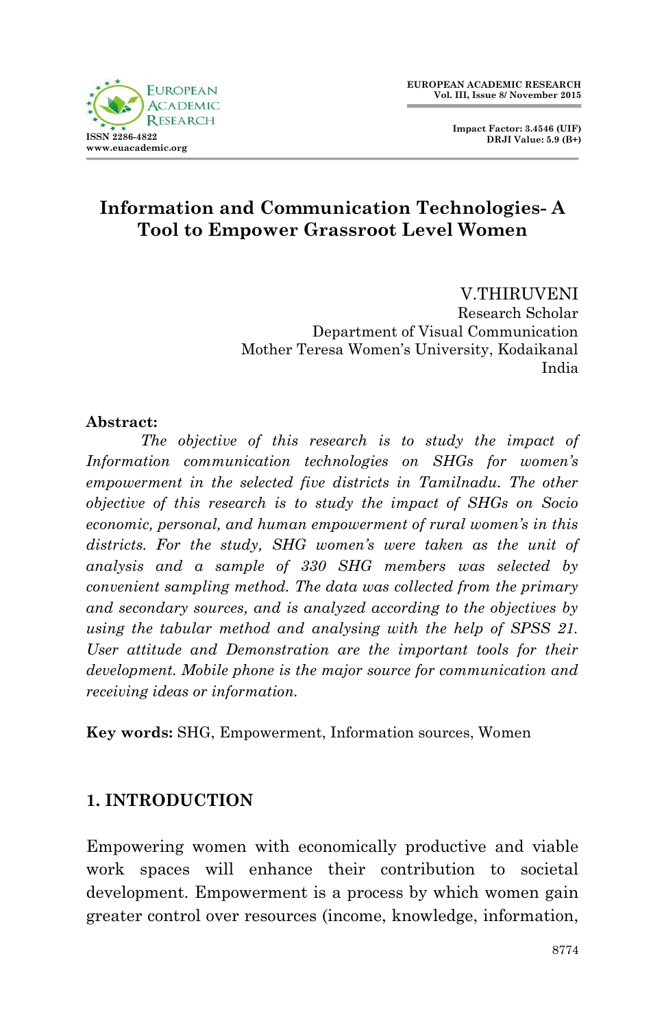# Information and Communication Technologies- A Tool to Empower Grassroot Level Women

V.THIRUVENI
Research Scholar
Department of Visual Communication
Mother Teresa Women's University, Kodaikanal
India

**Abstract:**

*The objective of this research is to study the impact of Information communication technologies on SHGs for women's empowerment in the selected five districts in Tamilnadu. The other objective of this research is to study the impact of SHGs on Socio economic, personal, and human empowerment of rural women's in this districts. For the study, SHG women's were taken as the unit of analysis and a sample of 330 SHG members was selected by convenient sampling method. The data was collected from the primary and secondary sources, and is analyzed according to the objectives by using the tabular method and analysing with the help of SPSS 21. User attitude and Demonstration are the important tools for their development. Mobile phone is the major source for communication and receiving ideas or information.*

**Key words:** SHG, Empowerment, Information sources, Women

## 1. INTRODUCTION

Empowering women with economically productive and viable work spaces will enhance their contribution to societal development. Empowerment is a process by which women gain greater control over resources (income, knowledge, information,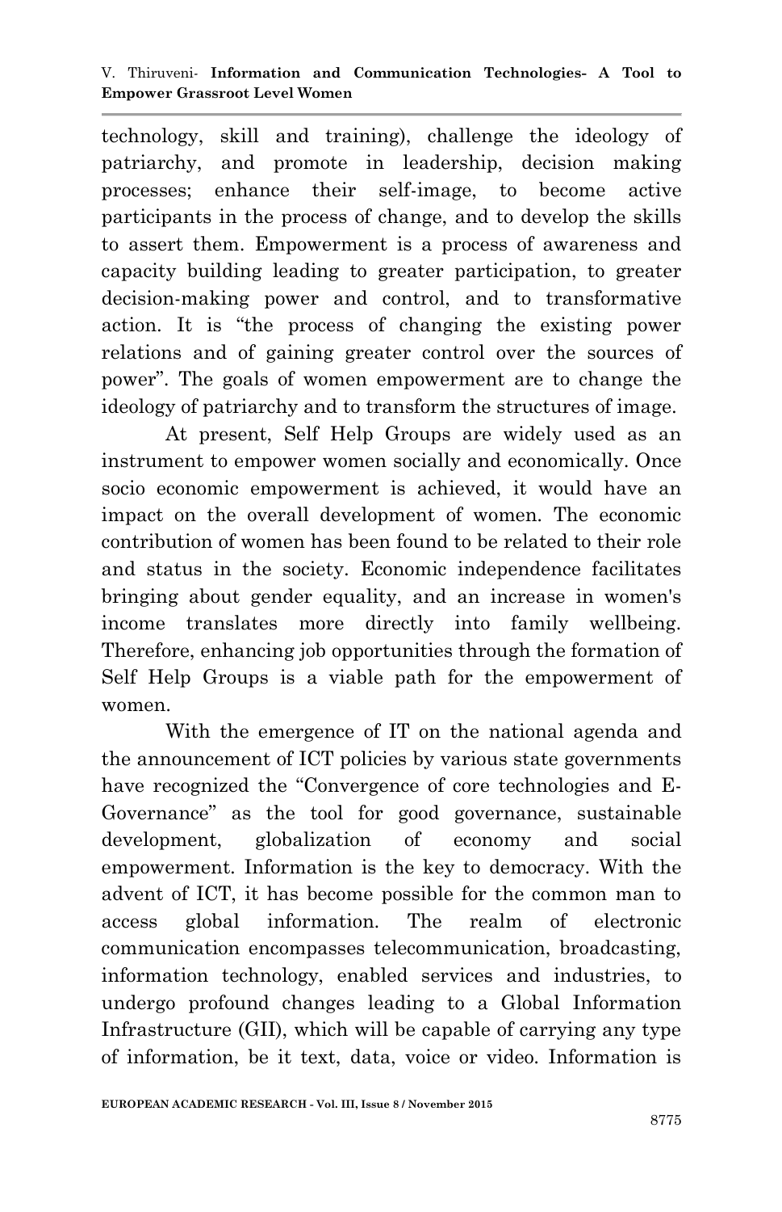technology, skill and training), challenge the ideology of patriarchy, and promote in leadership, decision making processes; enhance their self-image, to become active participants in the process of change, and to develop the skills to assert them. Empowerment is a process of awareness and capacity building leading to greater participation, to greater decision-making power and control, and to transformative action. It is "the process of changing the existing power relations and of gaining greater control over the sources of power". The goals of women empowerment are to change the ideology of patriarchy and to transform the structures of image.

At present, Self Help Groups are widely used as an instrument to empower women socially and economically. Once socio economic empowerment is achieved, it would have an impact on the overall development of women. The economic contribution of women has been found to be related to their role and status in the society. Economic independence facilitates bringing about gender equality, and an increase in women's income translates more directly into family wellbeing. Therefore, enhancing job opportunities through the formation of Self Help Groups is a viable path for the empowerment of women.

With the emergence of IT on the national agenda and the announcement of ICT policies by various state governments have recognized the "Convergence of core technologies and E-Governance" as the tool for good governance, sustainable development, globalization of economy and social empowerment. Information is the key to democracy. With the advent of ICT, it has become possible for the common man to access global information. The realm of electronic communication encompasses telecommunication, broadcasting, information technology, enabled services and industries, to undergo profound changes leading to a Global Information Infrastructure (GII), which will be capable of carrying any type of information, be it text, data, voice or video. Information is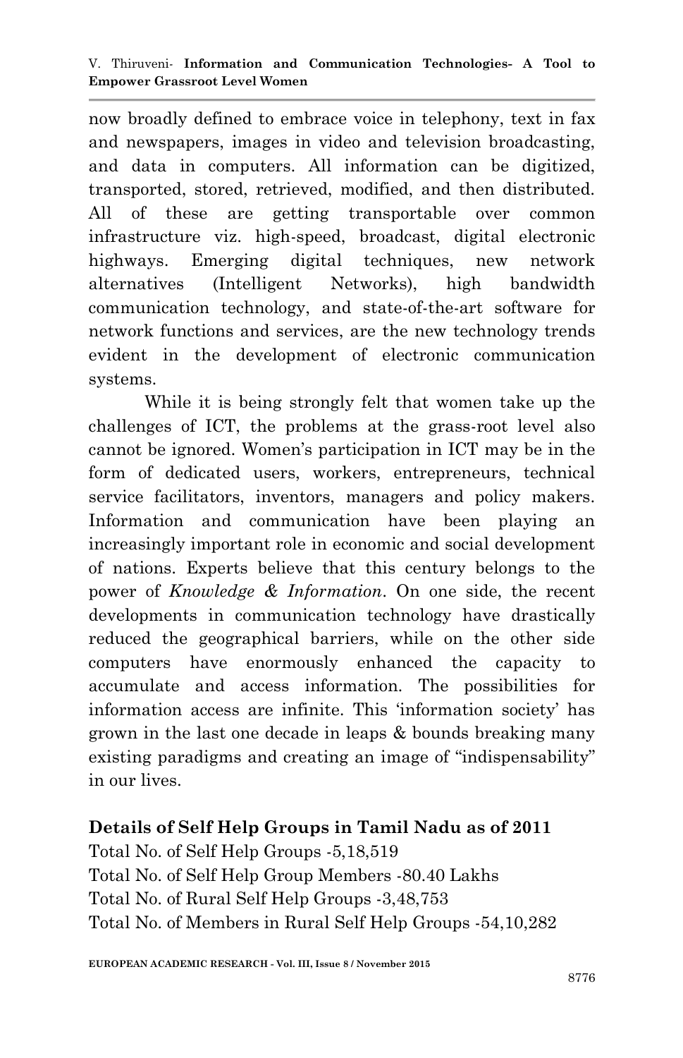now broadly defined to embrace voice in telephony, text in fax and newspapers, images in video and television broadcasting, and data in computers. All information can be digitized, transported, stored, retrieved, modified, and then distributed. All of these are getting transportable over common infrastructure viz. high-speed, broadcast, digital electronic highways. Emerging digital techniques, new network alternatives (Intelligent Networks), high bandwidth communication technology, and state-of-the-art software for network functions and services, are the new technology trends evident in the development of electronic communication systems.

While it is being strongly felt that women take up the challenges of ICT, the problems at the grass-root level also cannot be ignored. Women's participation in ICT may be in the form of dedicated users, workers, entrepreneurs, technical service facilitators, inventors, managers and policy makers. Information and communication have been playing an increasingly important role in economic and social development of nations. Experts believe that this century belongs to the power of ***Knowledge & Information***. On one side, the recent developments in communication technology have drastically reduced the geographical barriers, while on the other side computers have enormously enhanced the capacity to accumulate and access information. The possibilities for information access are infinite. This 'information society' has grown in the last one decade in leaps & bounds breaking many existing paradigms and creating an image of "indispensability" in our lives.

**Details of Self Help Groups in Tamil Nadu as of 2011**

Total No. of Self Help Groups -5,18,519
Total No. of Self Help Group Members -80.40 Lakhs
Total No. of Rural Self Help Groups -3,48,753
Total No. of Members in Rural Self Help Groups -54,10,282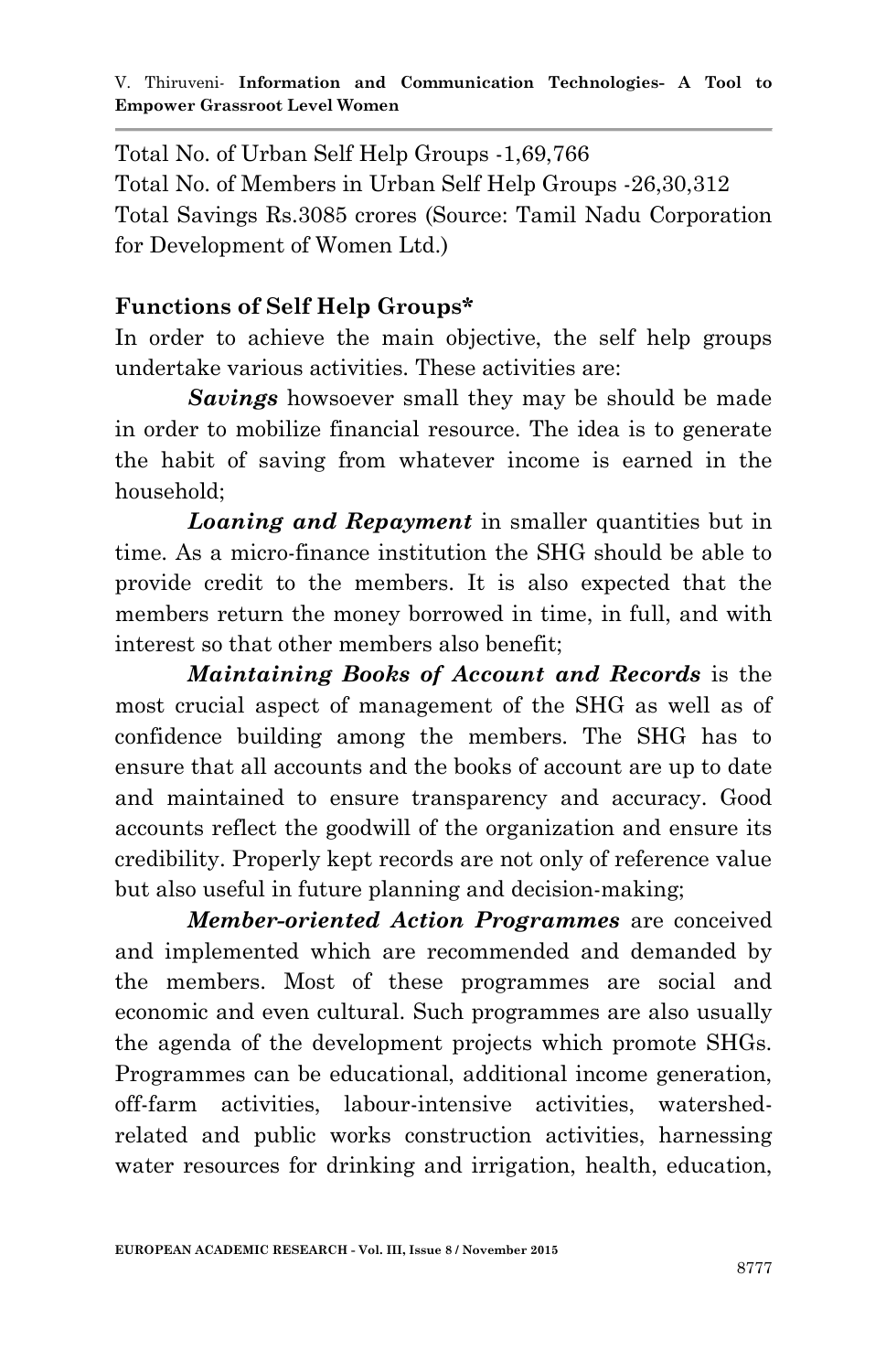Total No. of Urban Self Help Groups -1,69,766
Total No. of Members in Urban Self Help Groups -26,30,312
Total Savings Rs.3085 crores (Source: Tamil Nadu Corporation for Development of Women Ltd.)

**Functions of Self Help Groups***

In order to achieve the main objective, the self help groups undertake various activities. These activities are:

***Savings*** howsoever small they may be should be made in order to mobilize financial resource. The idea is to generate the habit of saving from whatever income is earned in the household;

***Loaning and Repayment*** in smaller quantities but in time. As a micro-finance institution the SHG should be able to provide credit to the members. It is also expected that the members return the money borrowed in time, in full, and with interest so that other members also benefit;

***Maintaining Books of Account and Records*** is the most crucial aspect of management of the SHG as well as of confidence building among the members. The SHG has to ensure that all accounts and the books of account are up to date and maintained to ensure transparency and accuracy. Good accounts reflect the goodwill of the organization and ensure its credibility. Properly kept records are not only of reference value but also useful in future planning and decision-making;

***Member-oriented Action Programmes*** are conceived and implemented which are recommended and demanded by the members. Most of these programmes are social and economic and even cultural. Such programmes are also usually the agenda of the development projects which promote SHGs. Programmes can be educational, additional income generation, off-farm activities, labour-intensive activities, watershed-related and public works construction activities, harnessing water resources for drinking and irrigation, health, education,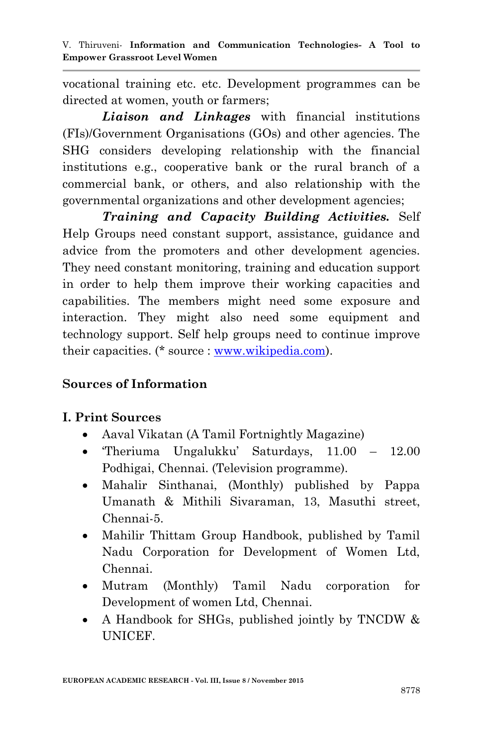vocational training etc. etc. Development programmes can be directed at women, youth or farmers;

***Liaison and Linkages*** with financial institutions (FIs)/Government Organisations (GOs) and other agencies. The SHG considers developing relationship with the financial institutions e.g., cooperative bank or the rural branch of a commercial bank, or others, and also relationship with the governmental organizations and other development agencies;

***Training and Capacity Building Activities.*** Self Help Groups need constant support, assistance, guidance and advice from the promoters and other development agencies. They need constant monitoring, training and education support in order to help them improve their working capacities and capabilities. The members might need some exposure and interaction. They might also need some equipment and technology support. Self help groups need to continue improve their capacities. (* source : www.wikipedia.com).

## Sources of Information

### I. Print Sources

- Aaval Vikatan (A Tamil Fortnightly Magazine)
- 'Theriuma Ungalukku' Saturdays, 11.00 – 12.00 Podhigai, Chennai. (Television programme).
- Mahalir Sinthanai, (Monthly) published by Pappa Umanath & Mithili Sivaraman, 13, Masuthi street, Chennai-5.
- Mahilir Thittam Group Handbook, published by Tamil Nadu Corporation for Development of Women Ltd, Chennai.
- Mutram (Monthly) Tamil Nadu corporation for Development of women Ltd, Chennai.
- A Handbook for SHGs, published jointly by TNCDW & UNICEF.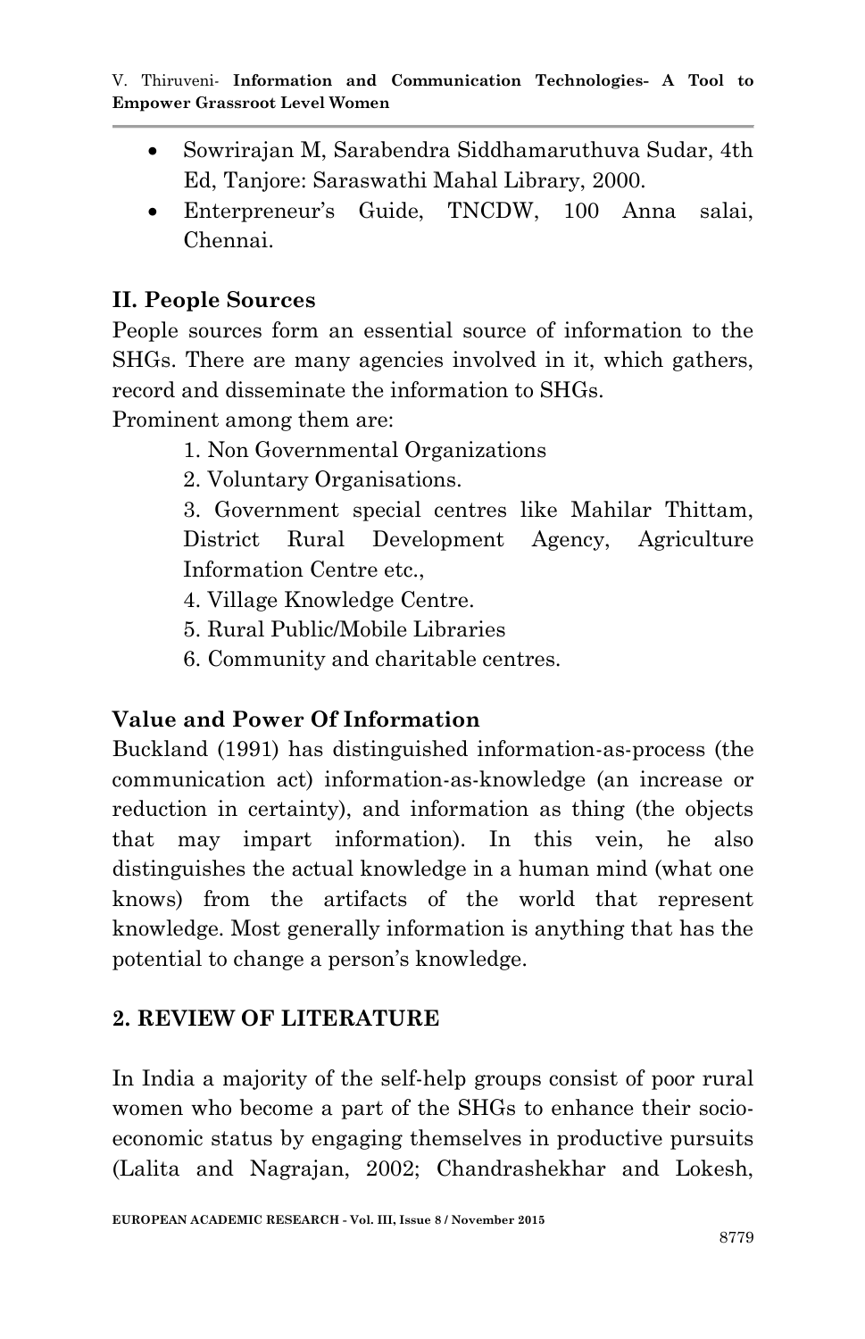- Sowrirajan M, Sarabendra Siddhamaruthuva Sudar, 4th Ed, Tanjore: Saraswathi Mahal Library, 2000.
- Enterpreneur's Guide, TNCDW, 100 Anna salai, Chennai.

### II. People Sources

People sources form an essential source of information to the SHGs. There are many agencies involved in it, which gathers, record and disseminate the information to SHGs.

Prominent among them are:

1. Non Governmental Organizations
2. Voluntary Organisations.
3. Government special centres like Mahilar Thittam, District Rural Development Agency, Agriculture Information Centre etc.,
4. Village Knowledge Centre.
5. Rural Public/Mobile Libraries
6. Community and charitable centres.

### Value and Power Of Information

Buckland (1991) has distinguished information-as-process (the communication act) information-as-knowledge (an increase or reduction in certainty), and information as thing (the objects that may impart information). In this vein, he also distinguishes the actual knowledge in a human mind (what one knows) from the artifacts of the world that represent knowledge. Most generally information is anything that has the potential to change a person's knowledge.

## 2. REVIEW OF LITERATURE

In India a majority of the self-help groups consist of poor rural women who become a part of the SHGs to enhance their socio-economic status by engaging themselves in productive pursuits (Lalita and Nagrajan, 2002; Chandrashekhar and Lokesh,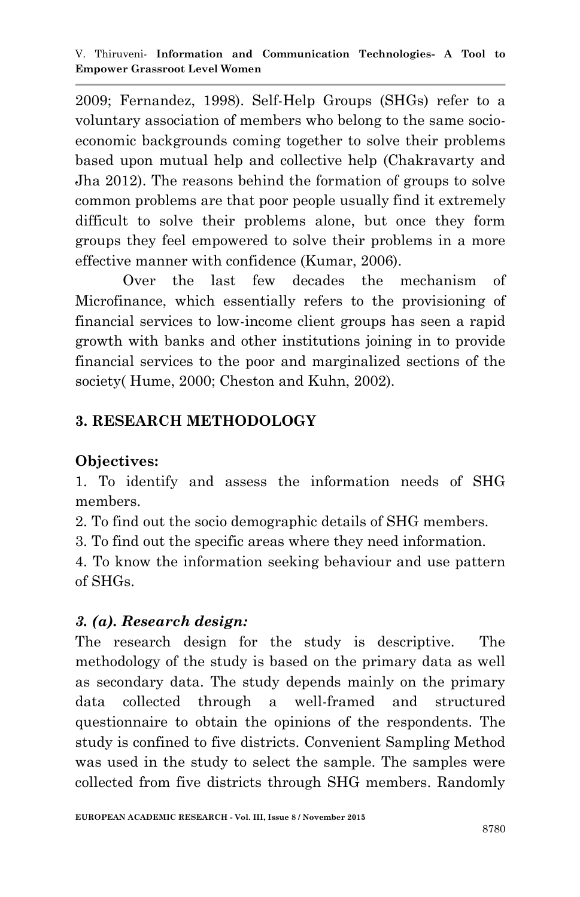2009; Fernandez, 1998). Self-Help Groups (SHGs) refer to a voluntary association of members who belong to the same socio-economic backgrounds coming together to solve their problems based upon mutual help and collective help (Chakravarty and Jha 2012). The reasons behind the formation of groups to solve common problems are that poor people usually find it extremely difficult to solve their problems alone, but once they form groups they feel empowered to solve their problems in a more effective manner with confidence (Kumar, 2006).

Over the last few decades the mechanism of Microfinance, which essentially refers to the provisioning of financial services to low-income client groups has seen a rapid growth with banks and other institutions joining in to provide financial services to the poor and marginalized sections of the society( Hume, 2000; Cheston and Kuhn, 2002).

## 3. RESEARCH METHODOLOGY

### Objectives:

1. To identify and assess the information needs of SHG members.
2. To find out the socio demographic details of SHG members.
3. To find out the specific areas where they need information.
4. To know the information seeking behaviour and use pattern of SHGs.

### *3. (a). Research design:*

The research design for the study is descriptive. The methodology of the study is based on the primary data as well as secondary data. The study depends mainly on the primary data collected through a well-framed and structured questionnaire to obtain the opinions of the respondents. The study is confined to five districts. Convenient Sampling Method was used in the study to select the sample. The samples were collected from five districts through SHG members. Randomly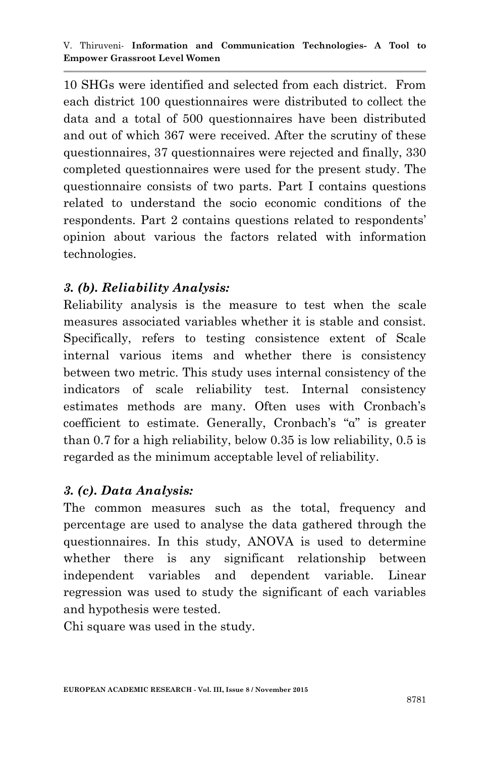10 SHGs were identified and selected from each district. From each district 100 questionnaires were distributed to collect the data and a total of 500 questionnaires have been distributed and out of which 367 were received. After the scrutiny of these questionnaires, 37 questionnaires were rejected and finally, 330 completed questionnaires were used for the present study. The questionnaire consists of two parts. Part I contains questions related to understand the socio economic conditions of the respondents. Part 2 contains questions related to respondents' opinion about various the factors related with information technologies.

### *3. (b). Reliability Analysis:*

Reliability analysis is the measure to test when the scale measures associated variables whether it is stable and consist. Specifically, refers to testing consistence extent of Scale internal various items and whether there is consistency between two metric. This study uses internal consistency of the indicators of scale reliability test. Internal consistency estimates methods are many. Often uses with Cronbach's coefficient to estimate. Generally, Cronbach's "α" is greater than 0.7 for a high reliability, below 0.35 is low reliability, 0.5 is regarded as the minimum acceptable level of reliability.

### *3. (c). Data Analysis:*

The common measures such as the total, frequency and percentage are used to analyse the data gathered through the questionnaires. In this study, ANOVA is used to determine whether there is any significant relationship between independent variables and dependent variable. Linear regression was used to study the significant of each variables and hypothesis were tested.

Chi square was used in the study.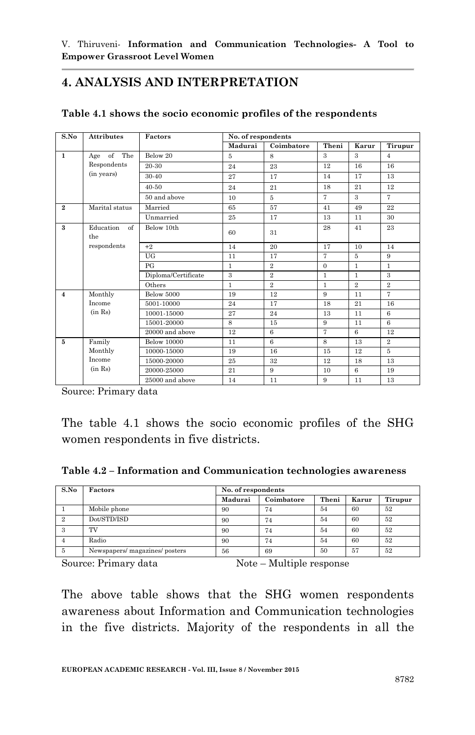## 4. ANALYSIS AND INTERPRETATION

**Table 4.1 shows the socio economic profiles of the respondents**

| S.No | Attributes | Factors | No. of respondents | | | | |
|---|---|---|---|---|---|---|---|
| | | | Madurai | Coimbatore | Theni | Karur | Tirupur |
| 1 | Age of The Respondents (in years) | Below 20 | 5 | 8 | 3 | 3 | 4 |
| | | 20-30 | 24 | 23 | 12 | 16 | 16 |
| | | 30-40 | 27 | 17 | 14 | 17 | 13 |
| | | 40-50 | 24 | 21 | 18 | 21 | 12 |
| | | 50 and above | 10 | 5 | 7 | 3 | 7 |
| 2 | Marital status | Married | 65 | 57 | 41 | 49 | 22 |
| | | Unmarried | 25 | 17 | 13 | 11 | 30 |
| 3 | Education of the respondents | Below 10th | 60 | 31 | 28 | 41 | 23 |
| | | +2 | 14 | 20 | 17 | 10 | 14 |
| | | UG | 11 | 17 | 7 | 5 | 9 |
| | | PG | 1 | 2 | 0 | 1 | 1 |
| | | Diploma/Certificate | 3 | 2 | 1 | 1 | 3 |
| | | Others | 1 | 2 | 1 | 2 | 2 |
| 4 | Monthly Income (in Rs) | Below 5000 | 19 | 12 | 9 | 11 | 7 |
| | | 5001-10000 | 24 | 17 | 18 | 21 | 16 |
| | | 10001-15000 | 27 | 24 | 13 | 11 | 6 |
| | | 15001-20000 | 8 | 15 | 9 | 11 | 6 |
| | | 20000 and above | 12 | 6 | 7 | 6 | 12 |
| 5 | Family Monthly Income (in Rs) | Below 10000 | 11 | 6 | 8 | 13 | 2 |
| | | 10000-15000 | 19 | 16 | 15 | 12 | 5 |
| | | 15000-20000 | 25 | 32 | 12 | 18 | 13 |
| | | 20000-25000 | 21 | 9 | 10 | 6 | 19 |
| | | 25000 and above | 14 | 11 | 9 | 11 | 13 |

Source: Primary data

The table 4.1 shows the socio economic profiles of the SHG women respondents in five districts.

**Table 4.2 – Information and Communication technologies awareness**

| S.No | Factors | No. of respondents | | | | |
|---|---|---|---|---|---|---|
| | | Madurai | Coimbatore | Theni | Karur | Tirupur |
| 1 | Mobile phone | 90 | 74 | 54 | 60 | 52 |
| 2 | Dot/STD/ISD | 90 | 74 | 54 | 60 | 52 |
| 3 | TV | 90 | 74 | 54 | 60 | 52 |
| 4 | Radio | 90 | 74 | 54 | 60 | 52 |
| 5 | Newspapers/ magazines/ posters | 56 | 69 | 50 | 57 | 52 |

Source: Primary data Note – Multiple response

The above table shows that the SHG women respondents awareness about Information and Communication technologies in the five districts. Majority of the respondents in all the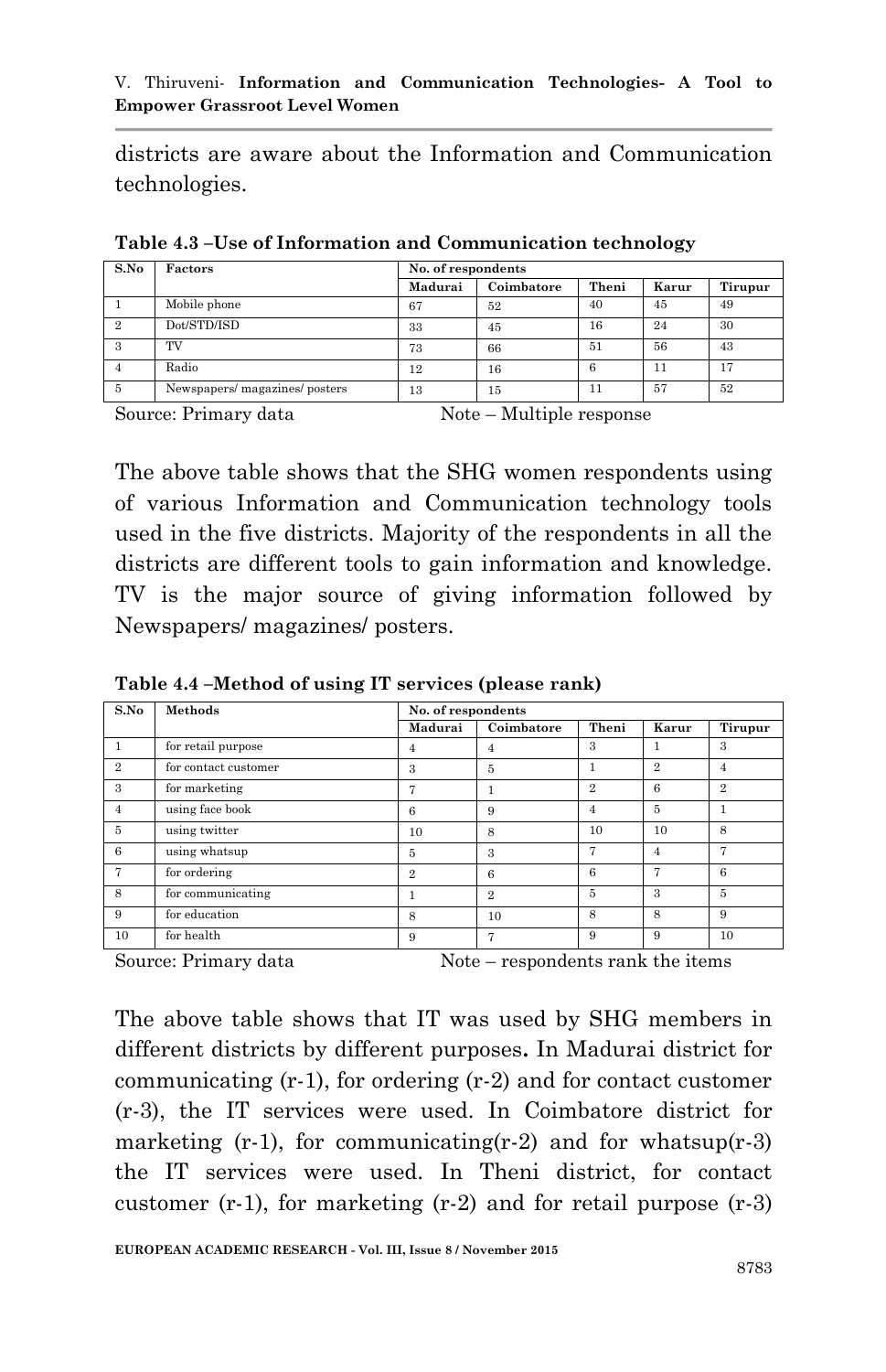districts are aware about the Information and Communication technologies.

**Table 4.3 –Use of Information and Communication technology**

| S.No | Factors | No. of respondents | | | | |
|---|---|---|---|---|---|---|
| | | Madurai | Coimbatore | Theni | Karur | Tirupur |
| 1 | Mobile phone | 67 | 52 | 40 | 45 | 49 |
| 2 | Dot/STD/ISD | 33 | 45 | 16 | 24 | 30 |
| 3 | TV | 73 | 66 | 51 | 56 | 43 |
| 4 | Radio | 12 | 16 | 6 | 11 | 17 |
| 5 | Newspapers/ magazines/ posters | 13 | 15 | 11 | 57 | 52 |

Source: Primary data     Note – Multiple response

The above table shows that the SHG women respondents using of various Information and Communication technology tools used in the five districts. Majority of the respondents in all the districts are different tools to gain information and knowledge. TV is the major source of giving information followed by Newspapers/ magazines/ posters.

**Table 4.4 –Method of using IT services (please rank)**

| S.No | Methods | No. of respondents | | | | |
|---|---|---|---|---|---|---|
| | | Madurai | Coimbatore | Theni | Karur | Tirupur |
| 1 | for retail purpose | 4 | 4 | 3 | 1 | 3 |
| 2 | for contact customer | 3 | 5 | 1 | 2 | 4 |
| 3 | for marketing | 7 | 1 | 2 | 6 | 2 |
| 4 | using face book | 6 | 9 | 4 | 5 | 1 |
| 5 | using twitter | 10 | 8 | 10 | 10 | 8 |
| 6 | using whatsup | 5 | 3 | 7 | 4 | 7 |
| 7 | for ordering | 2 | 6 | 6 | 7 | 6 |
| 8 | for communicating | 1 | 2 | 5 | 3 | 5 |
| 9 | for education | 8 | 10 | 8 | 8 | 9 |
| 10 | for health | 9 | 7 | 9 | 9 | 10 |

Source: Primary data     Note – respondents rank the items

The above table shows that IT was used by SHG members in different districts by different purposes**.** In Madurai district for communicating (r-1), for ordering (r-2) and for contact customer (r-3), the IT services were used. In Coimbatore district for marketing (r-1), for communicating(r-2) and for whatsup(r-3) the IT services were used. In Theni district, for contact customer (r-1), for marketing (r-2) and for retail purpose (r-3)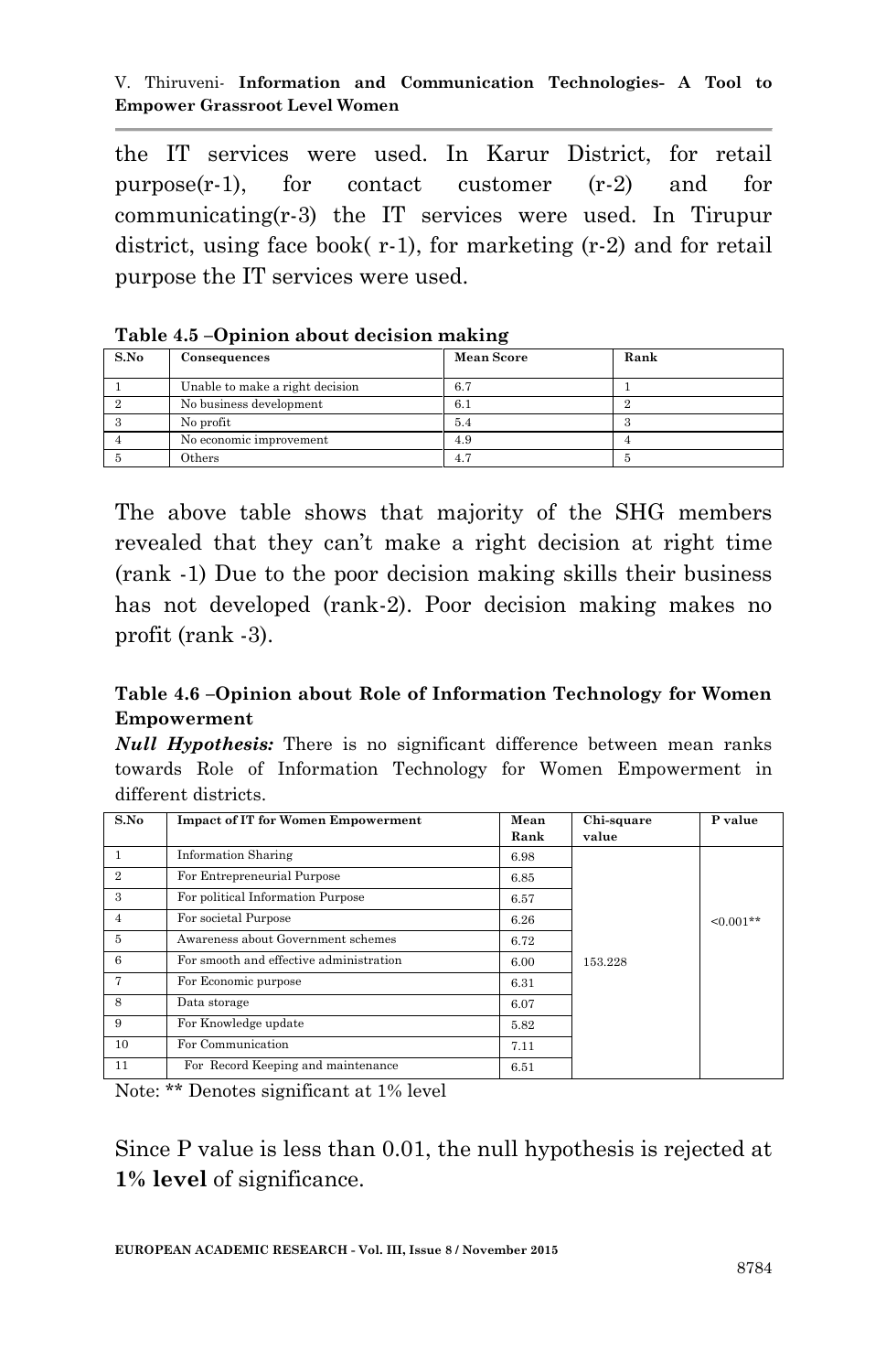the IT services were used. In Karur District, for retail purpose(r-1), for contact customer (r-2) and for communicating(r-3) the IT services were used. In Tirupur district, using face book( r-1), for marketing (r-2) and for retail purpose the IT services were used.

**Table 4.5 –Opinion about decision making**

| S.No | Consequences | Mean Score | Rank |
|---|---|---|---|
| 1 | Unable to make a right decision | 6.7 | 1 |
| 2 | No business development | 6.1 | 2 |
| 3 | No profit | 5.4 | 3 |
| 4 | No economic improvement | 4.9 | 4 |
| 5 | Others | 4.7 | 5 |

The above table shows that majority of the SHG members revealed that they can't make a right decision at right time (rank -1) Due to the poor decision making skills their business has not developed (rank-2). Poor decision making makes no profit (rank -3).

**Table 4.6 –Opinion about Role of Information Technology for Women Empowerment**

***Null Hypothesis:*** There is no significant difference between mean ranks towards Role of Information Technology for Women Empowerment in different districts.

| S.No | Impact of IT for Women Empowerment | Mean Rank | Chi-square value | P value |
|---|---|---|---|---|
| 1 | Information Sharing | 6.98 | | |
| 2 | For Entrepreneurial Purpose | 6.85 | | |
| 3 | For political Information Purpose | 6.57 | | |
| 4 | For societal Purpose | 6.26 | | <0.001** |
| 5 | Awareness about Government schemes | 6.72 | | |
| 6 | For smooth and effective administration | 6.00 | 153.228 | |
| 7 | For Economic purpose | 6.31 | | |
| 8 | Data storage | 6.07 | | |
| 9 | For Knowledge update | 5.82 | | |
| 10 | For Communication | 7.11 | | |
| 11 | For Record Keeping and maintenance | 6.51 | | |

Note: ** Denotes significant at 1% level

Since P value is less than 0.01, the null hypothesis is rejected at **1% level** of significance.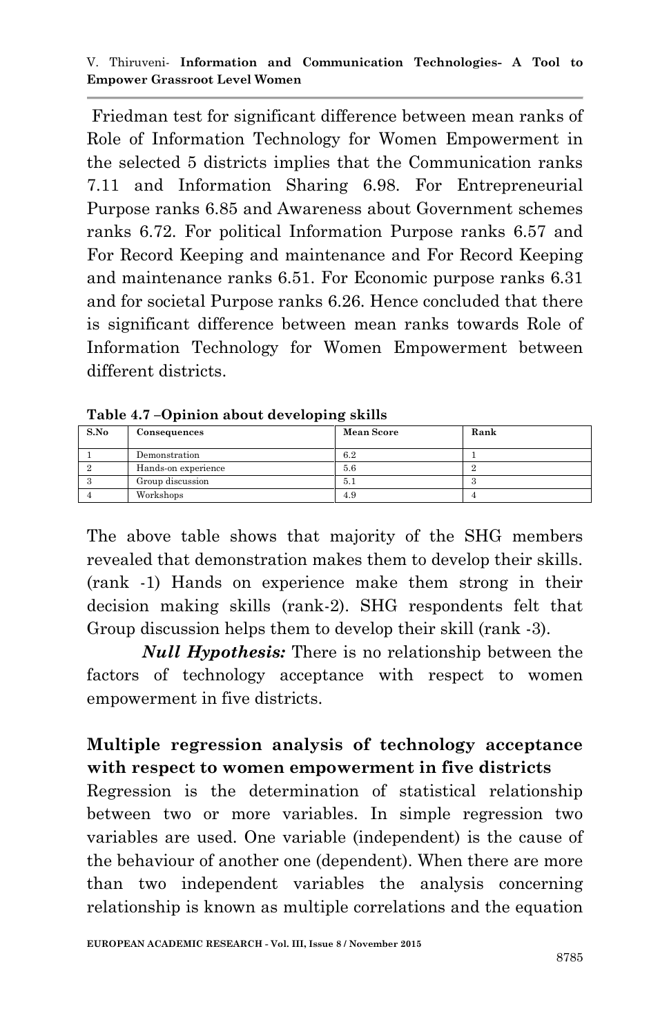Friedman test for significant difference between mean ranks of Role of Information Technology for Women Empowerment in the selected 5 districts implies that the Communication ranks 7.11 and Information Sharing 6.98. For Entrepreneurial Purpose ranks 6.85 and Awareness about Government schemes ranks 6.72. For political Information Purpose ranks 6.57 and For Record Keeping and maintenance and For Record Keeping and maintenance ranks 6.51. For Economic purpose ranks 6.31 and for societal Purpose ranks 6.26. Hence concluded that there is significant difference between mean ranks towards Role of Information Technology for Women Empowerment between different districts.

**Table 4.7 –Opinion about developing skills**

| S.No | Consequences | Mean Score | Rank |
|---|---|---|---|
| 1 | Demonstration | 6.2 | 1 |
| 2 | Hands-on experience | 5.6 | 2 |
| 3 | Group discussion | 5.1 | 3 |
| 4 | Workshops | 4.9 | 4 |

The above table shows that majority of the SHG members revealed that demonstration makes them to develop their skills. (rank -1) Hands on experience make them strong in their decision making skills (rank-2). SHG respondents felt that Group discussion helps them to develop their skill (rank -3).

***Null Hypothesis:*** There is no relationship between the factors of technology acceptance with respect to women empowerment in five districts.

## Multiple regression analysis of technology acceptance with respect to women empowerment in five districts

Regression is the determination of statistical relationship between two or more variables. In simple regression two variables are used. One variable (independent) is the cause of the behaviour of another one (dependent). When there are more than two independent variables the analysis concerning relationship is known as multiple correlations and the equation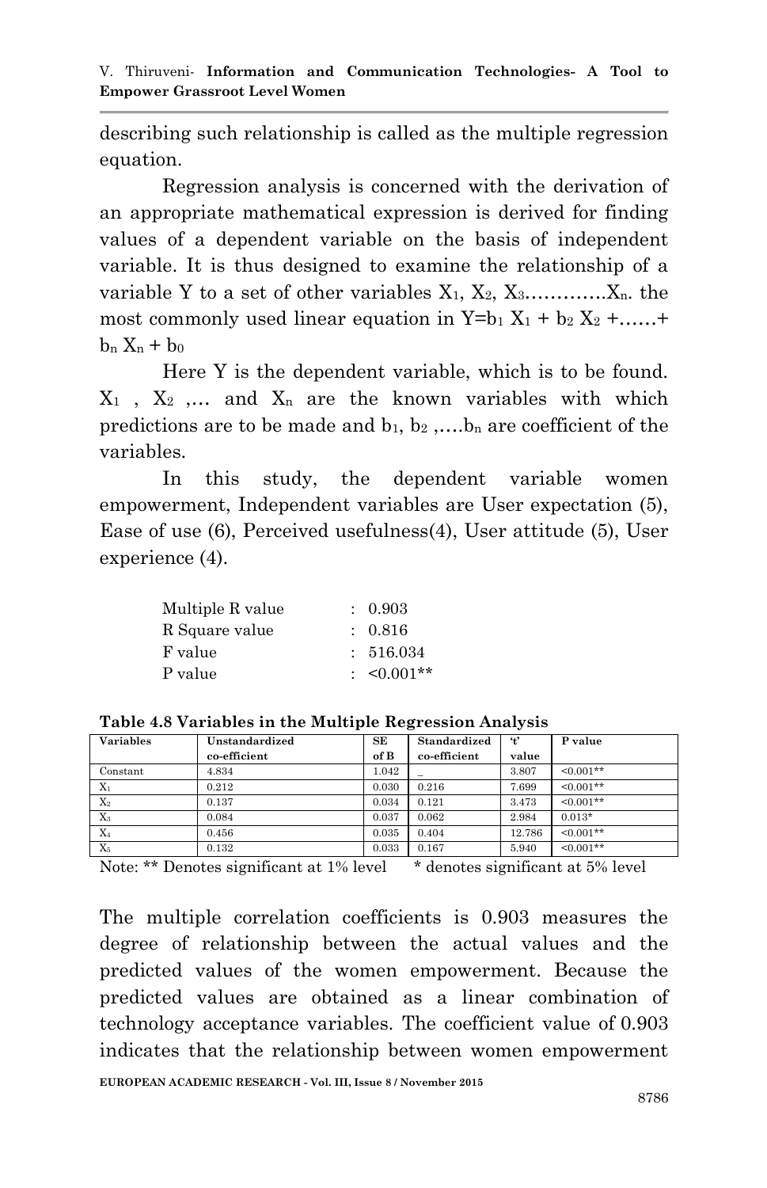describing such relationship is called as the multiple regression equation.

Regression analysis is concerned with the derivation of an appropriate mathematical expression is derived for finding values of a dependent variable on the basis of independent variable. It is thus designed to examine the relationship of a variable Y to a set of other variables $X_1$, $X_2$, $X_3$………….$X_n$. the most commonly used linear equation in $Y=b_1 X_1 + b_2 X_2 +……+ b_n X_n + b_0$

Here Y is the dependent variable, which is to be found. $X_1$ , $X_2$ ,… and $X_n$ are the known variables with which predictions are to be made and $b_1$, $b_2$ ,….$b_n$ are coefficient of the variables.

In this study, the dependent variable women empowerment, Independent variables are User expectation (5), Ease of use (6), Perceived usefulness(4), User attitude (5), User experience (4).

| | | |
|---|---|---|
| Multiple R value | : | 0.903 |
| R Square value | : | 0.816 |
| F value | : | 516.034 |
| P value | : | <0.001** |

**Table 4.8 Variables in the Multiple Regression Analysis**

| Variables | Unstandardized co-efficient | SE of B | Standardized co-efficient | 't' value | P value |
|---|---|---|---|---|---|
| Constant | 4.834 | 1.042 | – | 3.807 | <0.001** |
| $X_1$ | 0.212 | 0.030 | 0.216 | 7.699 | <0.001** |
| $X_2$ | 0.137 | 0.034 | 0.121 | 3.473 | <0.001** |
| $X_3$ | 0.084 | 0.037 | 0.062 | 2.984 | 0.013* |
| $X_4$ | 0.456 | 0.035 | 0.404 | 12.786 | <0.001** |
| $X_5$ | 0.132 | 0.033 | 0.167 | 5.940 | <0.001** |

Note: ** Denotes significant at 1% level * denotes significant at 5% level

The multiple correlation coefficients is 0.903 measures the degree of relationship between the actual values and the predicted values of the women empowerment. Because the predicted values are obtained as a linear combination of technology acceptance variables. The coefficient value of 0.903 indicates that the relationship between women empowerment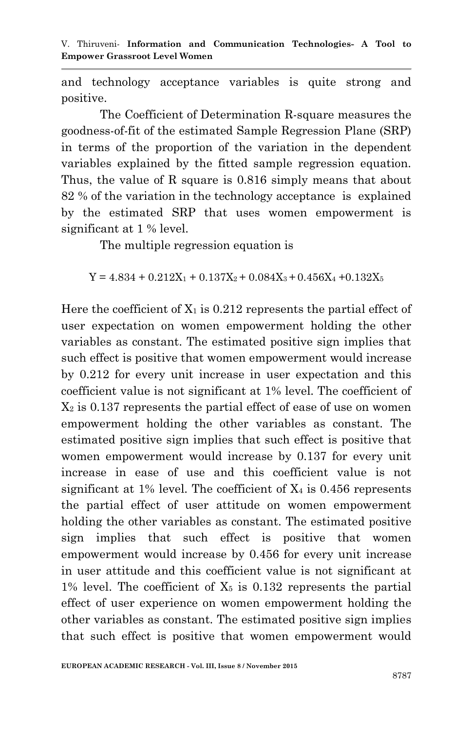and technology acceptance variables is quite strong and positive.

The Coefficient of Determination R-square measures the goodness-of-fit of the estimated Sample Regression Plane (SRP) in terms of the proportion of the variation in the dependent variables explained by the fitted sample regression equation. Thus, the value of R square is 0.816 simply means that about 82 % of the variation in the technology acceptance is explained by the estimated SRP that uses women empowerment is significant at 1 % level.

The multiple regression equation is

$$Y = 4.834 + 0.212X_1 + 0.137X_2 + 0.084X_3 + 0.456X_4 + 0.132X_5$$

Here the coefficient of $X_1$ is 0.212 represents the partial effect of user expectation on women empowerment holding the other variables as constant. The estimated positive sign implies that such effect is positive that women empowerment would increase by 0.212 for every unit increase in user expectation and this coefficient value is not significant at 1% level. The coefficient of $X_2$ is 0.137 represents the partial effect of ease of use on women empowerment holding the other variables as constant. The estimated positive sign implies that such effect is positive that women empowerment would increase by 0.137 for every unit increase in ease of use and this coefficient value is not significant at 1% level. The coefficient of $X_4$ is 0.456 represents the partial effect of user attitude on women empowerment holding the other variables as constant. The estimated positive sign implies that such effect is positive that women empowerment would increase by 0.456 for every unit increase in user attitude and this coefficient value is not significant at 1% level. The coefficient of $X_5$ is 0.132 represents the partial effect of user experience on women empowerment holding the other variables as constant. The estimated positive sign implies that such effect is positive that women empowerment would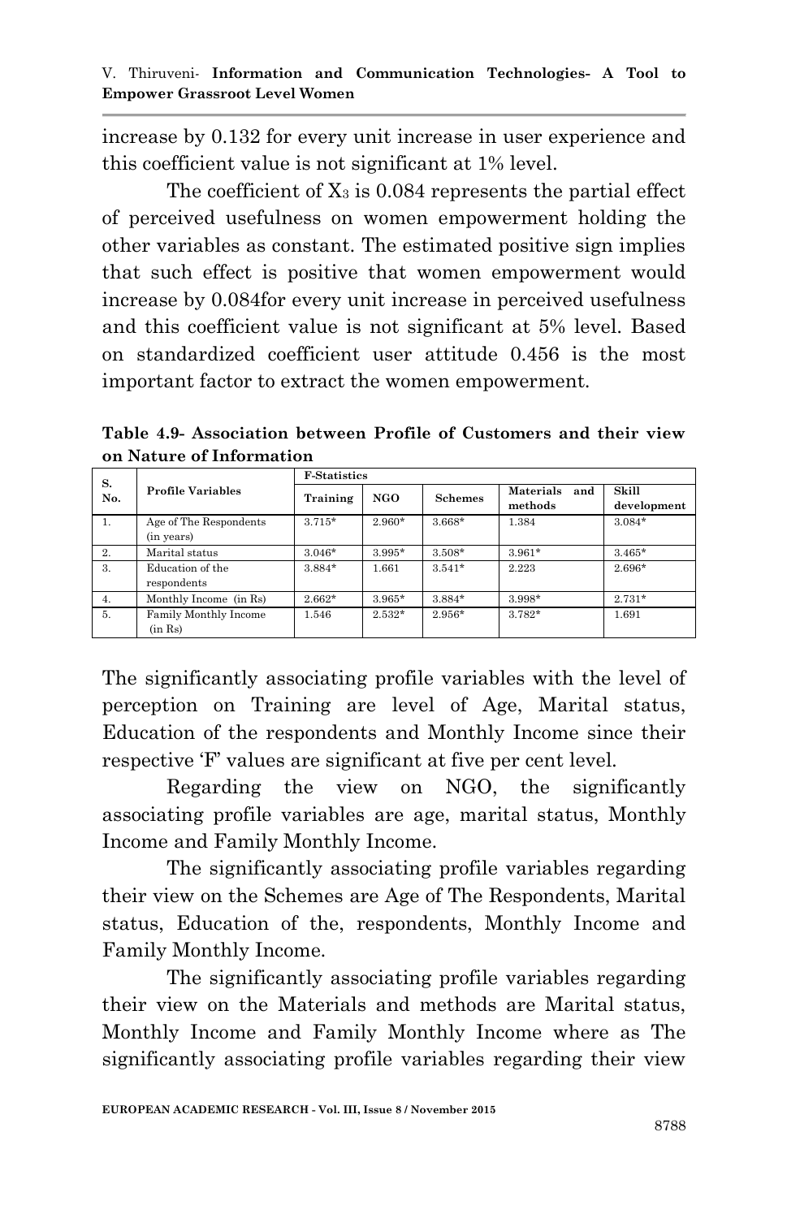increase by 0.132 for every unit increase in user experience and this coefficient value is not significant at 1% level.

The coefficient of $X_3$ is 0.084 represents the partial effect of perceived usefulness on women empowerment holding the other variables as constant. The estimated positive sign implies that such effect is positive that women empowerment would increase by 0.084for every unit increase in perceived usefulness and this coefficient value is not significant at 5% level. Based on standardized coefficient user attitude 0.456 is the most important factor to extract the women empowerment.

**Table 4.9- Association between Profile of Customers and their view on Nature of Information**

| S. No. | Profile Variables | F-Statistics | | | | |
|---|---|---|---|---|---|---|
| | | Training | NGO | Schemes | Materials and methods | Skill development |
| 1. | Age of The Respondents (in years) | 3.715* | 2.960* | 3.668* | 1.384 | 3.084* |
| 2. | Marital status | 3.046* | 3.995* | 3.508* | 3.961* | 3.465* |
| 3. | Education of the respondents | 3.884* | 1.661 | 3.541* | 2.223 | 2.696* |
| 4. | Monthly Income (in Rs) | 2.662* | 3.965* | 3.884* | 3.998* | 2.731* |
| 5. | Family Monthly Income (in Rs) | 1.546 | 2.532* | 2.956* | 3.782* | 1.691 |

The significantly associating profile variables with the level of perception on Training are level of Age, Marital status, Education of the respondents and Monthly Income since their respective 'F' values are significant at five per cent level.

Regarding the view on NGO, the significantly associating profile variables are age, marital status, Monthly Income and Family Monthly Income.

The significantly associating profile variables regarding their view on the Schemes are Age of The Respondents, Marital status, Education of the, respondents, Monthly Income and Family Monthly Income.

The significantly associating profile variables regarding their view on the Materials and methods are Marital status, Monthly Income and Family Monthly Income where as The significantly associating profile variables regarding their view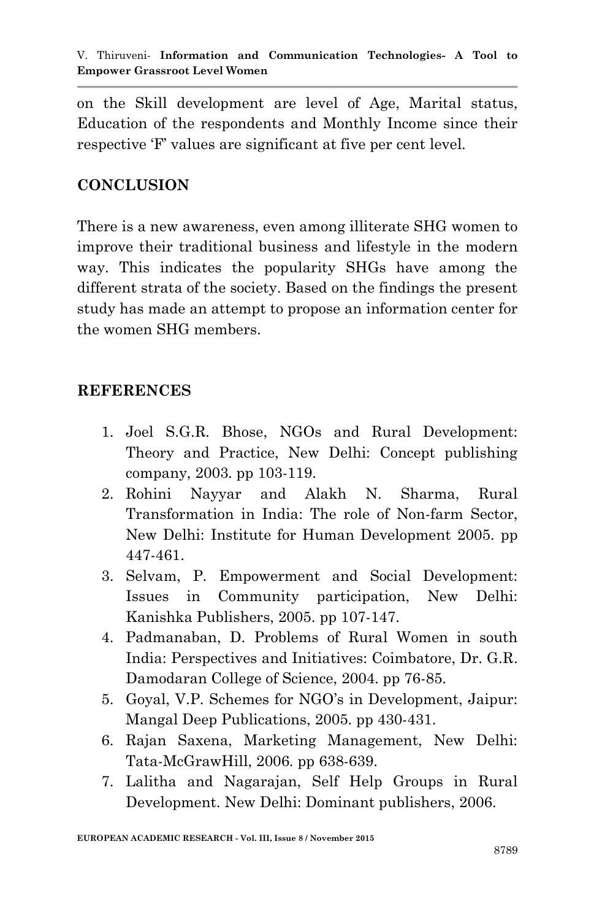on the Skill development are level of Age, Marital status, Education of the respondents and Monthly Income since their respective 'F' values are significant at five per cent level.

## CONCLUSION

There is a new awareness, even among illiterate SHG women to improve their traditional business and lifestyle in the modern way. This indicates the popularity SHGs have among the different strata of the society. Based on the findings the present study has made an attempt to propose an information center for the women SHG members.

## REFERENCES

1. Joel S.G.R. Bhose, NGOs and Rural Development: Theory and Practice, New Delhi: Concept publishing company, 2003. pp 103-119.
2. Rohini Nayyar and Alakh N. Sharma, Rural Transformation in India: The role of Non-farm Sector, New Delhi: Institute for Human Development 2005. pp 447-461.
3. Selvam, P. Empowerment and Social Development: Issues in Community participation, New Delhi: Kanishka Publishers, 2005. pp 107-147.
4. Padmanaban, D. Problems of Rural Women in south India: Perspectives and Initiatives: Coimbatore, Dr. G.R. Damodaran College of Science, 2004. pp 76-85.
5. Goyal, V.P. Schemes for NGO's in Development, Jaipur: Mangal Deep Publications, 2005. pp 430-431.
6. Rajan Saxena, Marketing Management, New Delhi: Tata-McGrawHill, 2006. pp 638-639.
7. Lalitha and Nagarajan, Self Help Groups in Rural Development. New Delhi: Dominant publishers, 2006.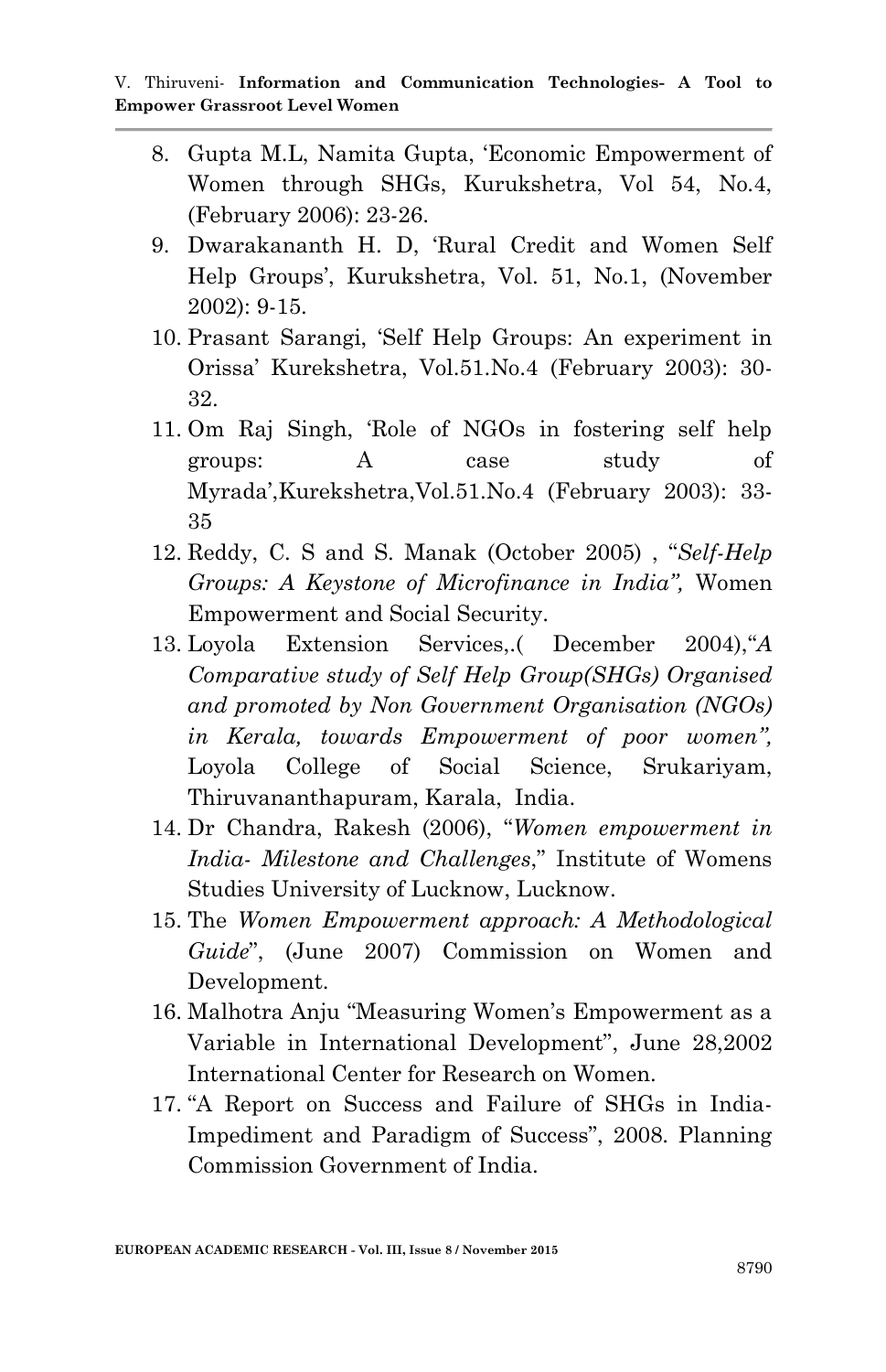8. Gupta M.L, Namita Gupta, 'Economic Empowerment of Women through SHGs, Kurukshetra, Vol 54, No.4, (February 2006): 23-26.
9. Dwarakananth H. D, 'Rural Credit and Women Self Help Groups', Kurukshetra, Vol. 51, No.1, (November 2002): 9-15.
10. Prasant Sarangi, 'Self Help Groups: An experiment in Orissa' Kurekshetra, Vol.51.No.4 (February 2003): 30-32.
11. Om Raj Singh, 'Role of NGOs in fostering self help groups: A case study of Myrada',Kurekshetra,Vol.51.No.4 (February 2003): 33-35
12. Reddy, C. S and S. Manak (October 2005) , "*Self-Help Groups: A Keystone of Microfinance in India",* Women Empowerment and Social Security.
13. Loyola Extension Services,.( December 2004),"*A Comparative study of Self Help Group(SHGs) Organised and promoted by Non Government Organisation (NGOs) in Kerala, towards Empowerment of poor women",* Loyola College of Social Science, Srukariyam, Thiruvananthapuram, Karala, India.
14. Dr Chandra, Rakesh (2006), "*Women empowerment in India- Milestone and Challenges*," Institute of Womens Studies University of Lucknow, Lucknow.
15. The *Women Empowerment approach: A Methodological Guide*", (June 2007) Commission on Women and Development.
16. Malhotra Anju "Measuring Women's Empowerment as a Variable in International Development", June 28,2002 International Center for Research on Women.
17. "A Report on Success and Failure of SHGs in India- Impediment and Paradigm of Success", 2008. Planning Commission Government of India.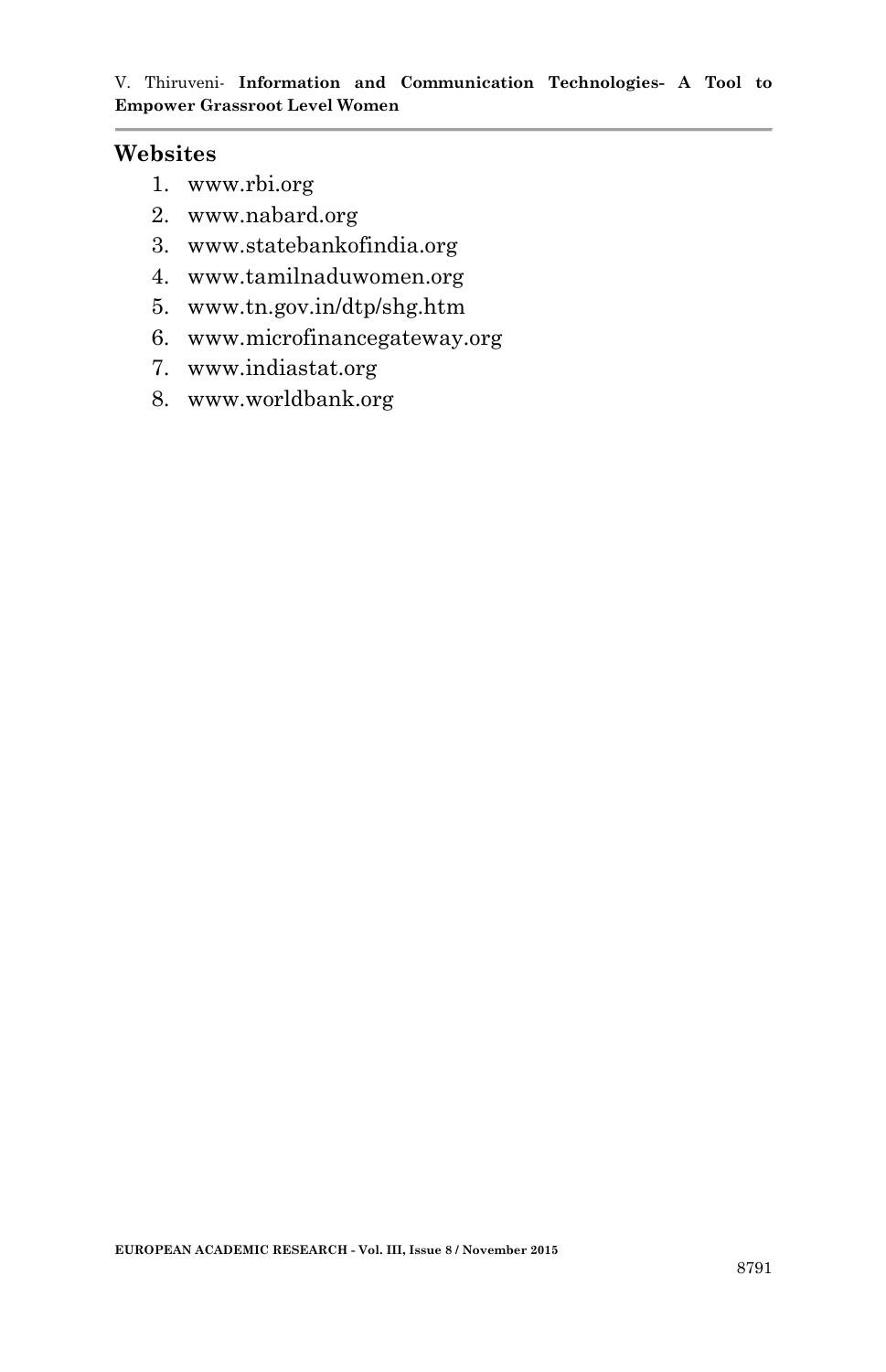## Websites

1. www.rbi.org
2. www.nabard.org
3. www.statebankofindia.org
4. www.tamilnaduwomen.org
5. www.tn.gov.in/dtp/shg.htm
6. www.microfinancegateway.org
7. www.indiastat.org
8. www.worldbank.org